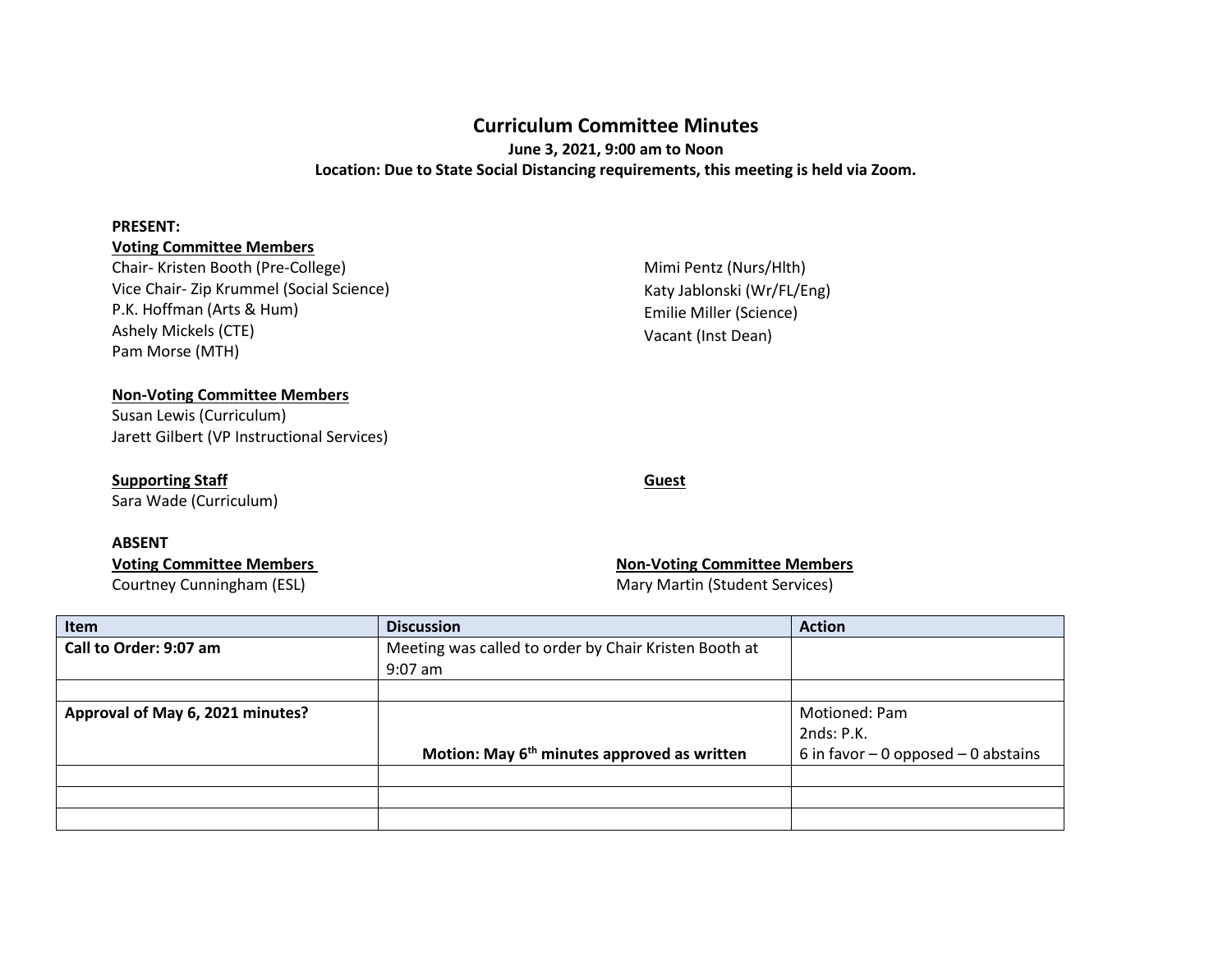# Curriculum Committee Minutes

**June 3, 2021, 9:00 am to Noon**

**Location: Due to State Social Distancing requirements, this meeting is held via Zoom.**

**PRESENT:**

**Voting Committee Members**

Chair- Kristen Booth (Pre-College)
Vice Chair- Zip Krummel (Social Science)
P.K. Hoffman (Arts & Hum)
Ashely Mickels (CTE)
Pam Morse (MTH)
Mimi Pentz (Nurs/Hlth)
Katy Jablonski (Wr/FL/Eng)
Emilie Miller (Science)
Vacant (Inst Dean)

**Non-Voting Committee Members**

Susan Lewis (Curriculum)
Jarett Gilbert (VP Instructional Services)

**Supporting Staff**

Sara Wade (Curriculum)

**Guest**

**ABSENT**

**Voting Committee Members**

Courtney Cunningham (ESL)

**Non-Voting Committee Members**

Mary Martin (Student Services)

| Item | Discussion | Action |
|---|---|---|
| **Call to Order: 9:07 am** | Meeting was called to order by Chair Kristen Booth at 9:07 am | |
| | | |
| **Approval of May 6, 2021 minutes?** | **Motion: May 6th minutes approved as written** | Motioned: Pam<br>2nds: P.K.<br>6 in favor – 0 opposed – 0 abstains |
| | | |
| | | |
| | | |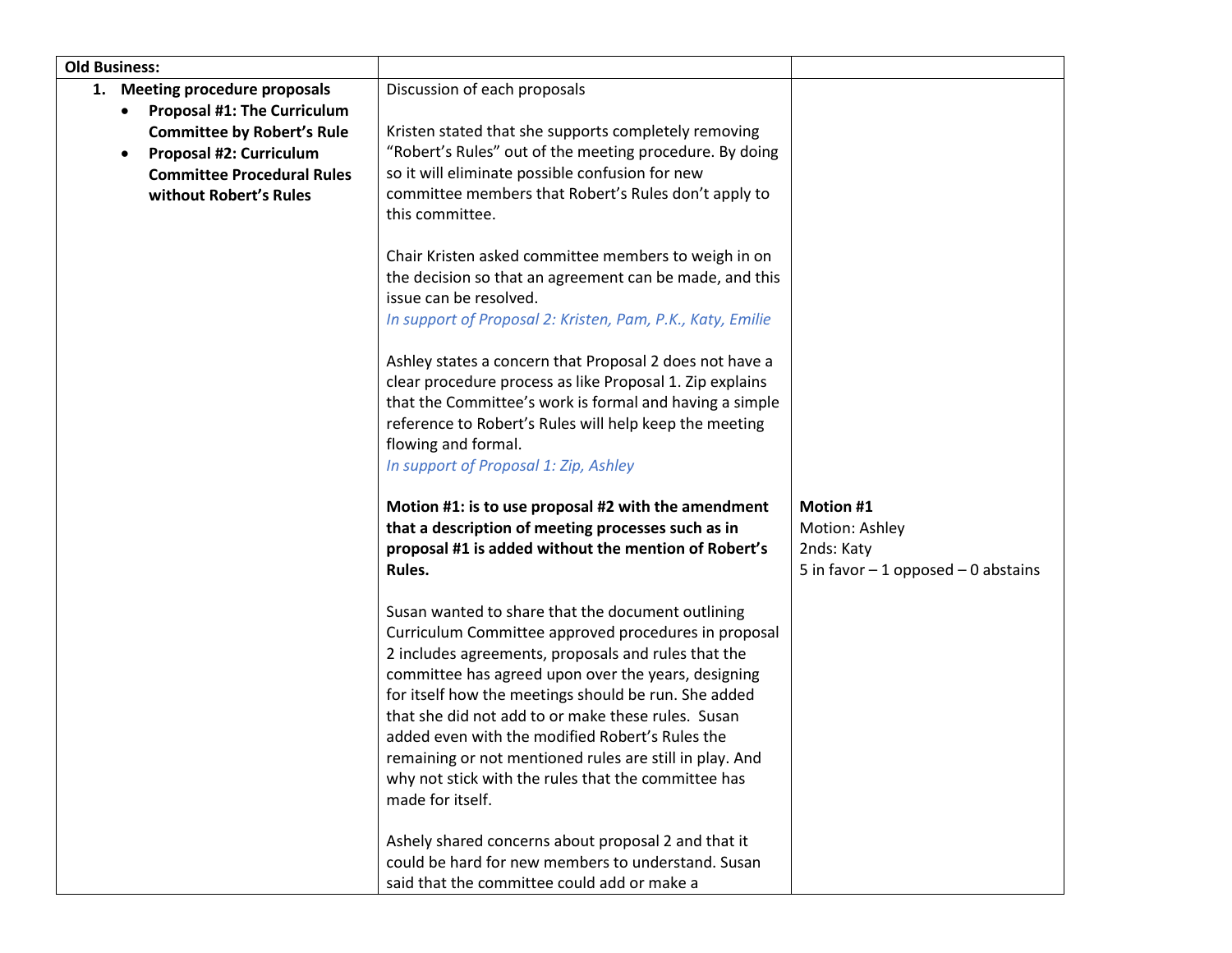| **Old Business:** | | |
|---|---|---|
| **1. Meeting procedure proposals**<br>• **Proposal #1: The Curriculum Committee by Robert's Rule**<br>• **Proposal #2: Curriculum Committee Procedural Rules without Robert's Rules** | Discussion of each proposals<br><br>Kristen stated that she supports completely removing "Robert's Rules" out of the meeting procedure. By doing so it will eliminate possible confusion for new committee members that Robert's Rules don't apply to this committee.<br><br>Chair Kristen asked committee members to weigh in on the decision so that an agreement can be made, and this issue can be resolved.<br>*In support of Proposal 2: Kristen, Pam, P.K., Katy, Emilie*<br><br>Ashley states a concern that Proposal 2 does not have a clear procedure process as like Proposal 1. Zip explains that the Committee's work is formal and having a simple reference to Robert's Rules will help keep the meeting flowing and formal.<br>*In support of Proposal 1: Zip, Ashley*<br><br>**Motion #1: is to use proposal #2 with the amendment that a description of meeting processes such as in proposal #1 is added without the mention of Robert's Rules.**<br><br>Susan wanted to share that the document outlining Curriculum Committee approved procedures in proposal 2 includes agreements, proposals and rules that the committee has agreed upon over the years, designing for itself how the meetings should be run. She added that she did not add to or make these rules. Susan added even with the modified Robert's Rules the remaining or not mentioned rules are still in play. And why not stick with the rules that the committee has made for itself.<br><br>Ashely shared concerns about proposal 2 and that it could be hard for new members to understand. Susan said that the committee could add or make a | **Motion #1**<br>Motion: Ashley<br>2nds: Katy<br>5 in favor – 1 opposed – 0 abstains |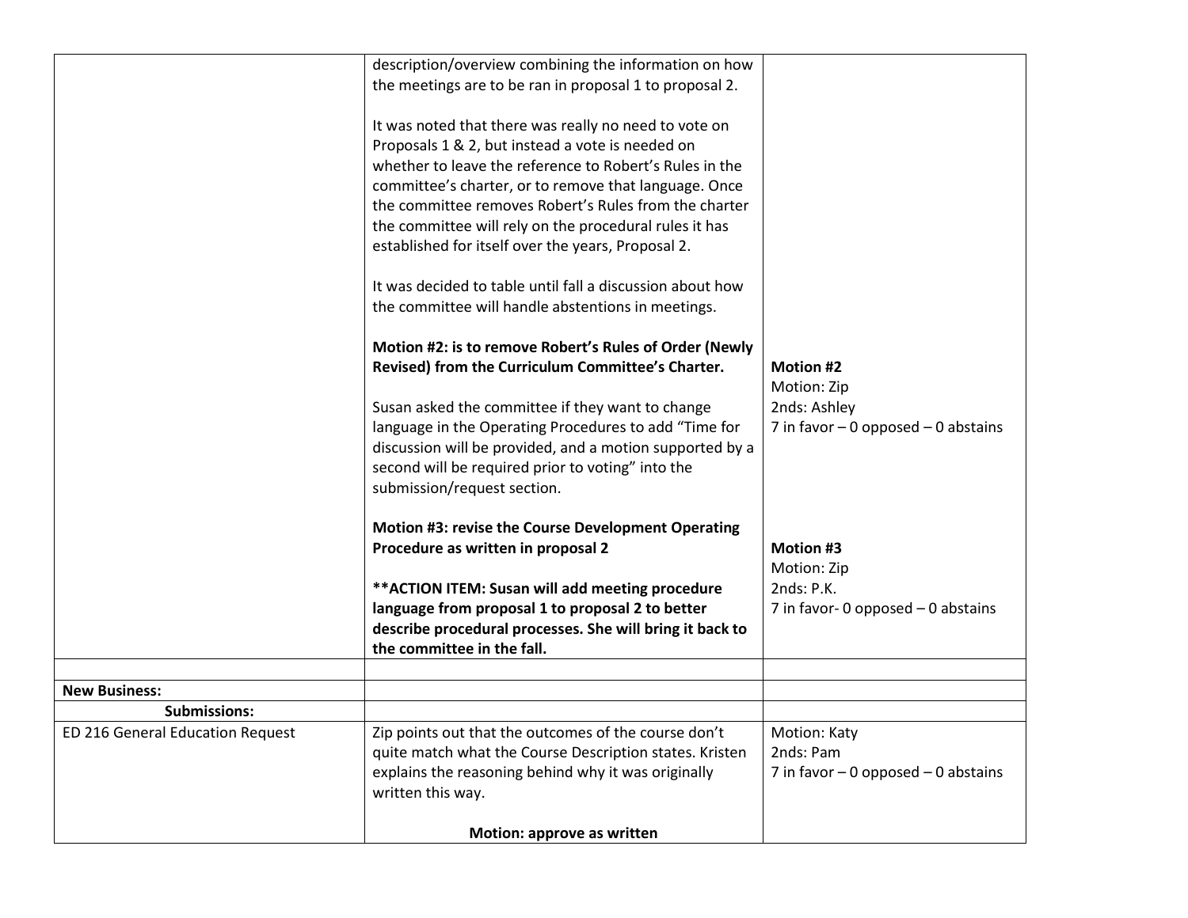| | | |
|---|---|---|
| | description/overview combining the information on how the meetings are to be ran in proposal 1 to proposal 2.<br><br>It was noted that there was really no need to vote on Proposals 1 & 2, but instead a vote is needed on whether to leave the reference to Robert's Rules in the committee's charter, or to remove that language. Once the committee removes Robert's Rules from the charter the committee will rely on the procedural rules it has established for itself over the years, Proposal 2.<br><br>It was decided to table until fall a discussion about how the committee will handle abstentions in meetings.<br><br>**Motion #2: is to remove Robert's Rules of Order (Newly Revised) from the Curriculum Committee's Charter.**<br><br>Susan asked the committee if they want to change language in the Operating Procedures to add "Time for discussion will be provided, and a motion supported by a second will be required prior to voting" into the submission/request section.<br><br>**Motion #3: revise the Course Development Operating Procedure as written in proposal 2**<br><br>**\*\*ACTION ITEM: Susan will add meeting procedure language from proposal 1 to proposal 2 to better describe procedural processes. She will bring it back to the committee in the fall.** | **Motion #2**<br>Motion: Zip<br>2nds: Ashley<br>7 in favor – 0 opposed – 0 abstains<br><br>**Motion #3**<br>Motion: Zip<br>2nds: P.K.<br>7 in favor- 0 opposed – 0 abstains |
| | | |
| **New Business:** | | |
| **Submissions:** | | |
| ED 216 General Education Request | Zip points out that the outcomes of the course don't quite match what the Course Description states. Kristen explains the reasoning behind why it was originally written this way.<br><br>**Motion: approve as written** | Motion: Katy<br>2nds: Pam<br>7 in favor – 0 opposed – 0 abstains |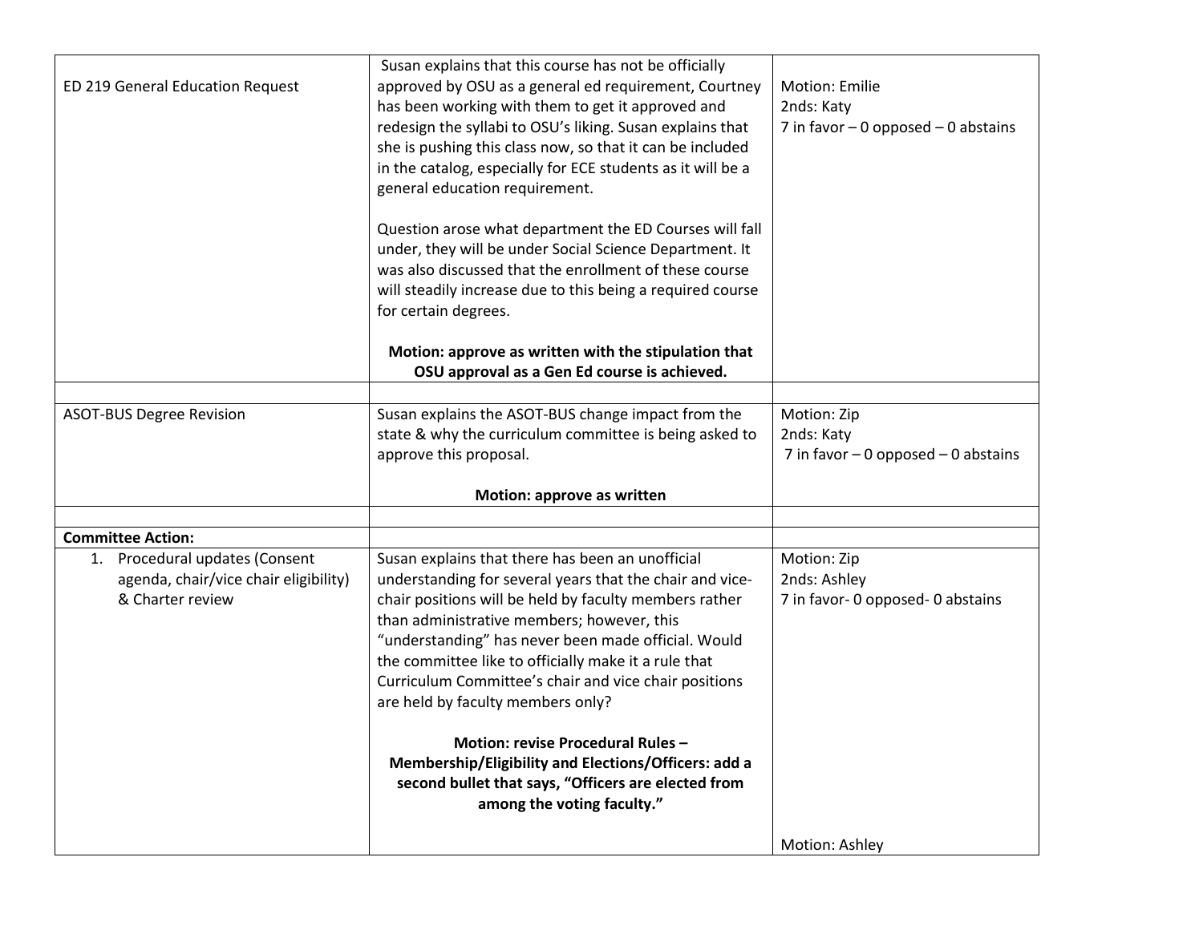| | | |
|---|---|---|
| ED 219 General Education Request | Susan explains that this course has not be officially approved by OSU as a general ed requirement, Courtney has been working with them to get it approved and redesign the syllabi to OSU's liking. Susan explains that she is pushing this class now, so that it can be included in the catalog, especially for ECE students as it will be a general education requirement.<br><br>Question arose what department the ED Courses will fall under, they will be under Social Science Department. It was also discussed that the enrollment of these course will steadily increase due to this being a required course for certain degrees.<br><br>**Motion: approve as written with the stipulation that OSU approval as a Gen Ed course is achieved.** | Motion: Emilie<br>2nds: Katy<br>7 in favor – 0 opposed – 0 abstains |
| | | |
| ASOT-BUS Degree Revision | Susan explains the ASOT-BUS change impact from the state & why the curriculum committee is being asked to approve this proposal.<br><br>**Motion: approve as written** | Motion: Zip<br>2nds: Katy<br>7 in favor – 0 opposed – 0 abstains |
| | | |
| **Committee Action:** | | |
| 1. Procedural updates (Consent agenda, chair/vice chair eligibility) & Charter review | Susan explains that there has been an unofficial understanding for several years that the chair and vice-chair positions will be held by faculty members rather than administrative members; however, this "understanding" has never been made official. Would the committee like to officially make it a rule that Curriculum Committee's chair and vice chair positions are held by faculty members only?<br><br>**Motion: revise Procedural Rules – Membership/Eligibility and Elections/Officers: add a second bullet that says, "Officers are elected from among the voting faculty."** | Motion: Zip<br>2nds: Ashley<br>7 in favor- 0 opposed- 0 abstains<br><br>Motion: Ashley |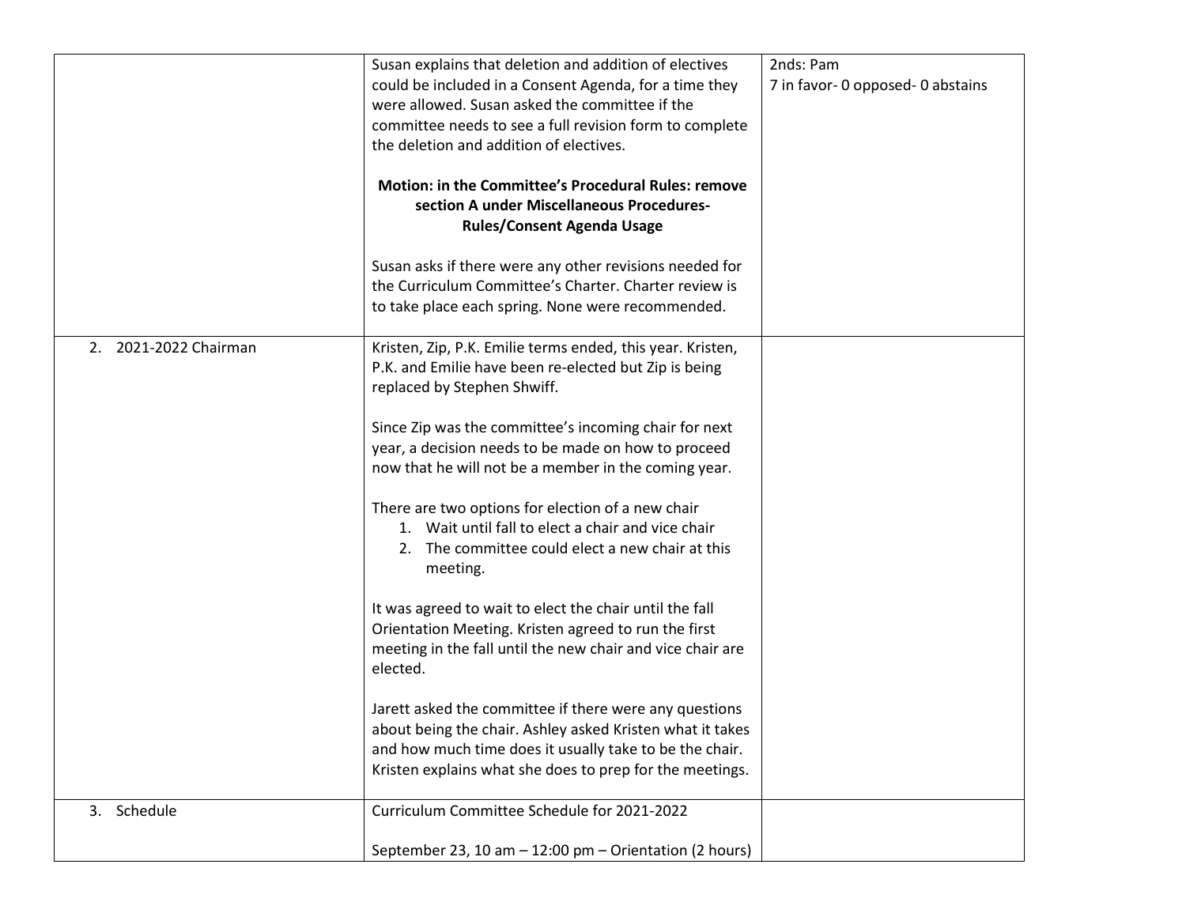| | | |
|---|---|---|
| | Susan explains that deletion and addition of electives could be included in a Consent Agenda, for a time they were allowed. Susan asked the committee if the committee needs to see a full revision form to complete the deletion and addition of electives.<br><br>**Motion: in the Committee's Procedural Rules: remove section A under Miscellaneous Procedures- Rules/Consent Agenda Usage**<br><br>Susan asks if there were any other revisions needed for the Curriculum Committee's Charter. Charter review is to take place each spring. None were recommended. | 2nds: Pam<br>7 in favor- 0 opposed- 0 abstains |
| 2. 2021-2022 Chairman | Kristen, Zip, P.K. Emilie terms ended, this year. Kristen, P.K. and Emilie have been re-elected but Zip is being replaced by Stephen Shwiff.<br><br>Since Zip was the committee's incoming chair for next year, a decision needs to be made on how to proceed now that he will not be a member in the coming year.<br><br>There are two options for election of a new chair<br>1. Wait until fall to elect a chair and vice chair<br>2. The committee could elect a new chair at this meeting.<br><br>It was agreed to wait to elect the chair until the fall Orientation Meeting. Kristen agreed to run the first meeting in the fall until the new chair and vice chair are elected.<br><br>Jarett asked the committee if there were any questions about being the chair. Ashley asked Kristen what it takes and how much time does it usually take to be the chair. Kristen explains what she does to prep for the meetings. | |
| 3. Schedule | Curriculum Committee Schedule for 2021-2022<br><br>September 23, 10 am – 12:00 pm – Orientation (2 hours) | |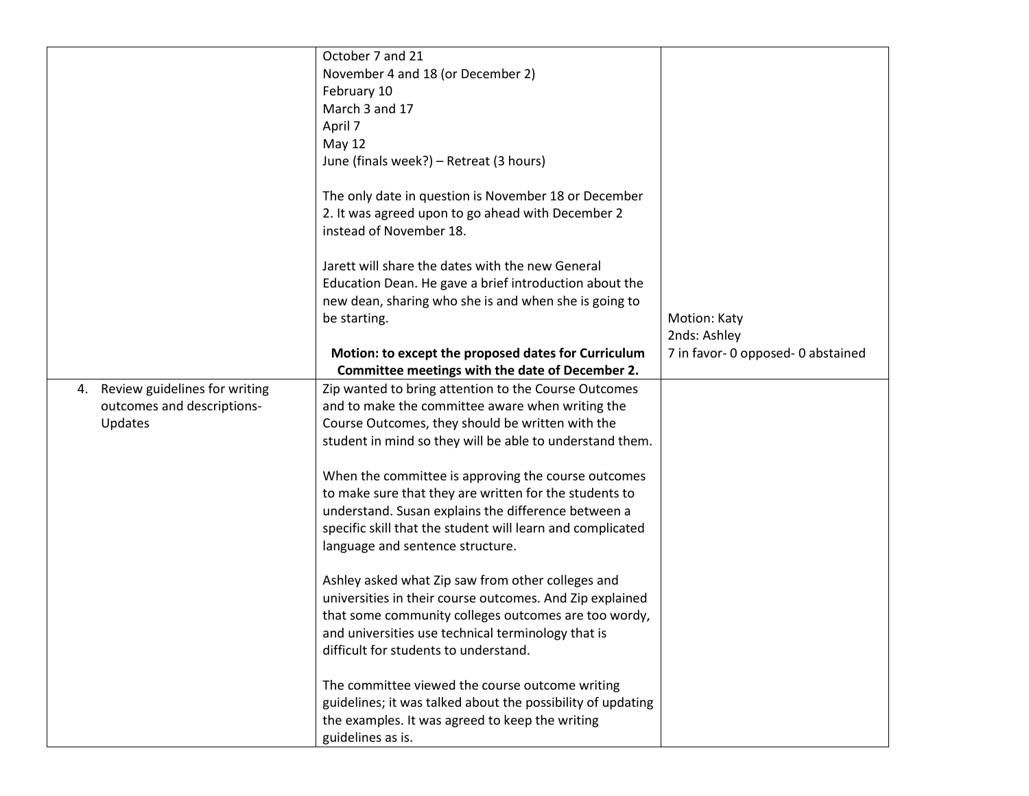| | | |
|---|---|---|
| | October 7 and 21<br>November 4 and 18 (or December 2)<br>February 10<br>March 3 and 17<br>April 7<br>May 12<br>June (finals week?) – Retreat (3 hours)<br><br>The only date in question is November 18 or December 2. It was agreed upon to go ahead with December 2 instead of November 18.<br><br>Jarett will share the dates with the new General Education Dean. He gave a brief introduction about the new dean, sharing who she is and when she is going to be starting.<br><br>**Motion: to except the proposed dates for Curriculum Committee meetings with the date of December 2.** | Motion: Katy<br>2nds: Ashley<br>7 in favor- 0 opposed- 0 abstained |
| 4. Review guidelines for writing outcomes and descriptions- Updates | Zip wanted to bring attention to the Course Outcomes and to make the committee aware when writing the Course Outcomes, they should be written with the student in mind so they will be able to understand them.<br><br>When the committee is approving the course outcomes to make sure that they are written for the students to understand. Susan explains the difference between a specific skill that the student will learn and complicated language and sentence structure.<br><br>Ashley asked what Zip saw from other colleges and universities in their course outcomes. And Zip explained that some community colleges outcomes are too wordy, and universities use technical terminology that is difficult for students to understand.<br><br>The committee viewed the course outcome writing guidelines; it was talked about the possibility of updating the examples. It was agreed to keep the writing guidelines as is. | |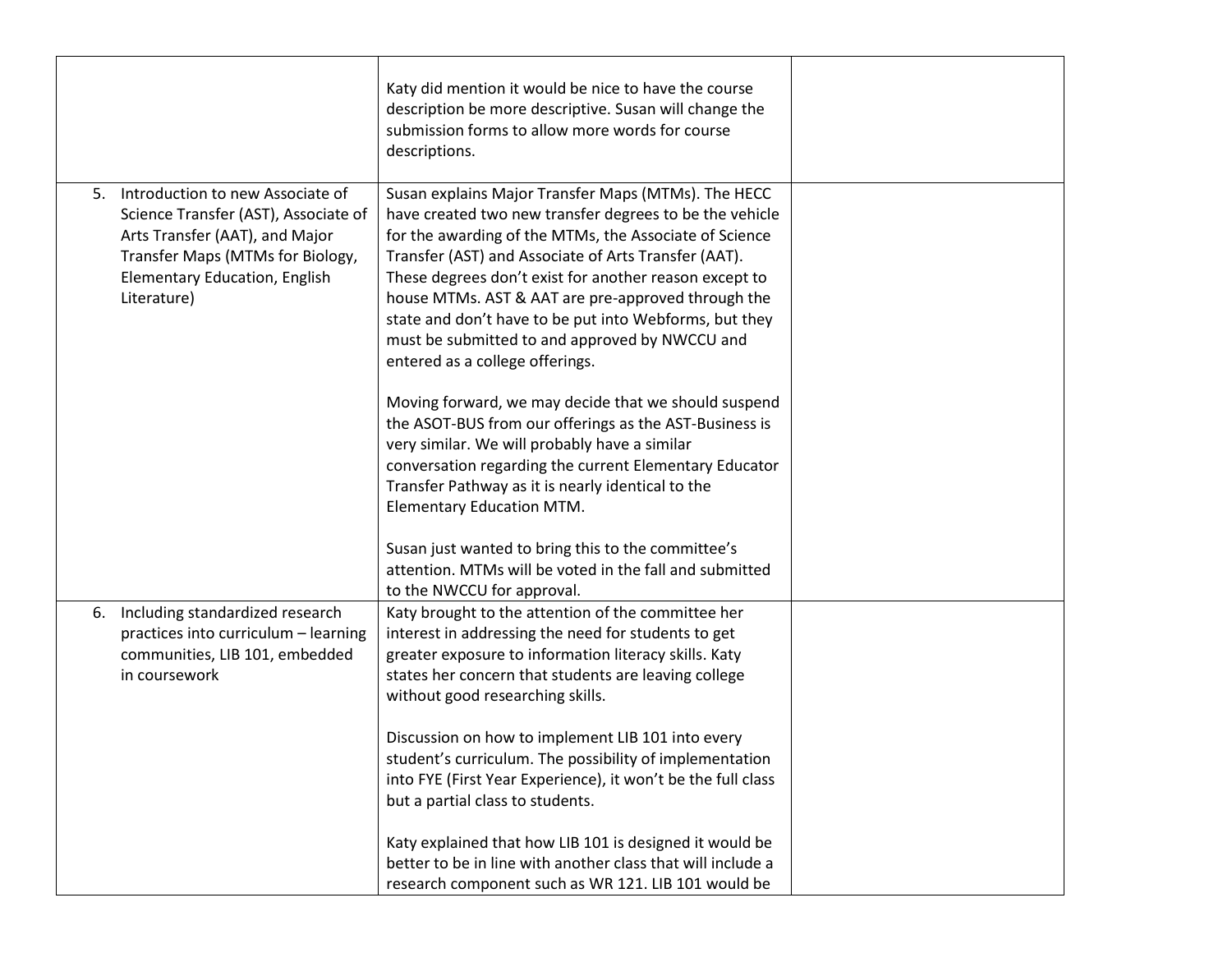| | | |
|---|---|---|
| | Katy did mention it would be nice to have the course description be more descriptive. Susan will change the submission forms to allow more words for course descriptions. | |
| 5. Introduction to new Associate of Science Transfer (AST), Associate of Arts Transfer (AAT), and Major Transfer Maps (MTMs for Biology, Elementary Education, English Literature) | Susan explains Major Transfer Maps (MTMs). The HECC have created two new transfer degrees to be the vehicle for the awarding of the MTMs, the Associate of Science Transfer (AST) and Associate of Arts Transfer (AAT). These degrees don't exist for another reason except to house MTMs. AST & AAT are pre-approved through the state and don't have to be put into Webforms, but they must be submitted to and approved by NWCCU and entered as a college offerings.<br><br>Moving forward, we may decide that we should suspend the ASOT-BUS from our offerings as the AST-Business is very similar. We will probably have a similar conversation regarding the current Elementary Educator Transfer Pathway as it is nearly identical to the Elementary Education MTM.<br><br>Susan just wanted to bring this to the committee's attention. MTMs will be voted in the fall and submitted to the NWCCU for approval. | |
| 6. Including standardized research practices into curriculum – learning communities, LIB 101, embedded in coursework | Katy brought to the attention of the committee her interest in addressing the need for students to get greater exposure to information literacy skills. Katy states her concern that students are leaving college without good researching skills.<br><br>Discussion on how to implement LIB 101 into every student's curriculum. The possibility of implementation into FYE (First Year Experience), it won't be the full class but a partial class to students.<br><br>Katy explained that how LIB 101 is designed it would be better to be in line with another class that will include a research component such as WR 121. LIB 101 would be | |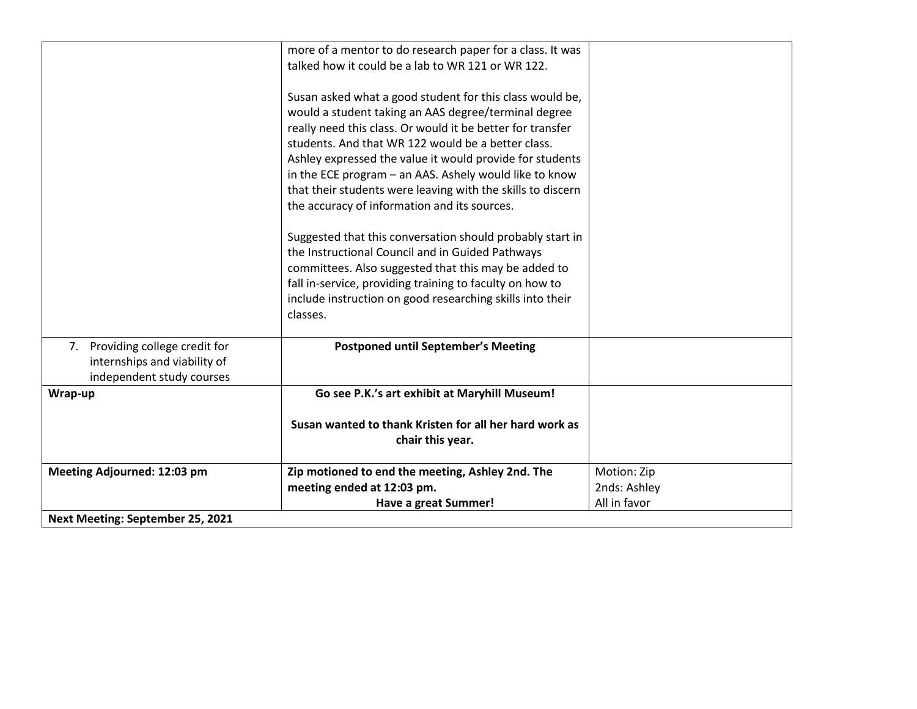| | | |
|---|---|---|
| | more of a mentor to do research paper for a class. It was talked how it could be a lab to WR 121 or WR 122.<br><br>Susan asked what a good student for this class would be, would a student taking an AAS degree/terminal degree really need this class. Or would it be better for transfer students. And that WR 122 would be a better class. Ashley expressed the value it would provide for students in the ECE program – an AAS. Ashely would like to know that their students were leaving with the skills to discern the accuracy of information and its sources.<br><br>Suggested that this conversation should probably start in the Instructional Council and in Guided Pathways committees. Also suggested that this may be added to fall in-service, providing training to faculty on how to include instruction on good researching skills into their classes. | |
| 7. Providing college credit for internships and viability of independent study courses | **Postponed until September's Meeting** | |
| **Wrap-up** | **Go see P.K.'s art exhibit at Maryhill Museum!**<br><br>**Susan wanted to thank Kristen for all her hard work as chair this year.** | |
| **Meeting Adjourned: 12:03 pm** | **Zip motioned to end the meeting, Ashley 2nd. The meeting ended at 12:03 pm.**<br>**Have a great Summer!** | Motion: Zip<br>2nds: Ashley<br>All in favor |
| **Next Meeting: September 25, 2021** | | |